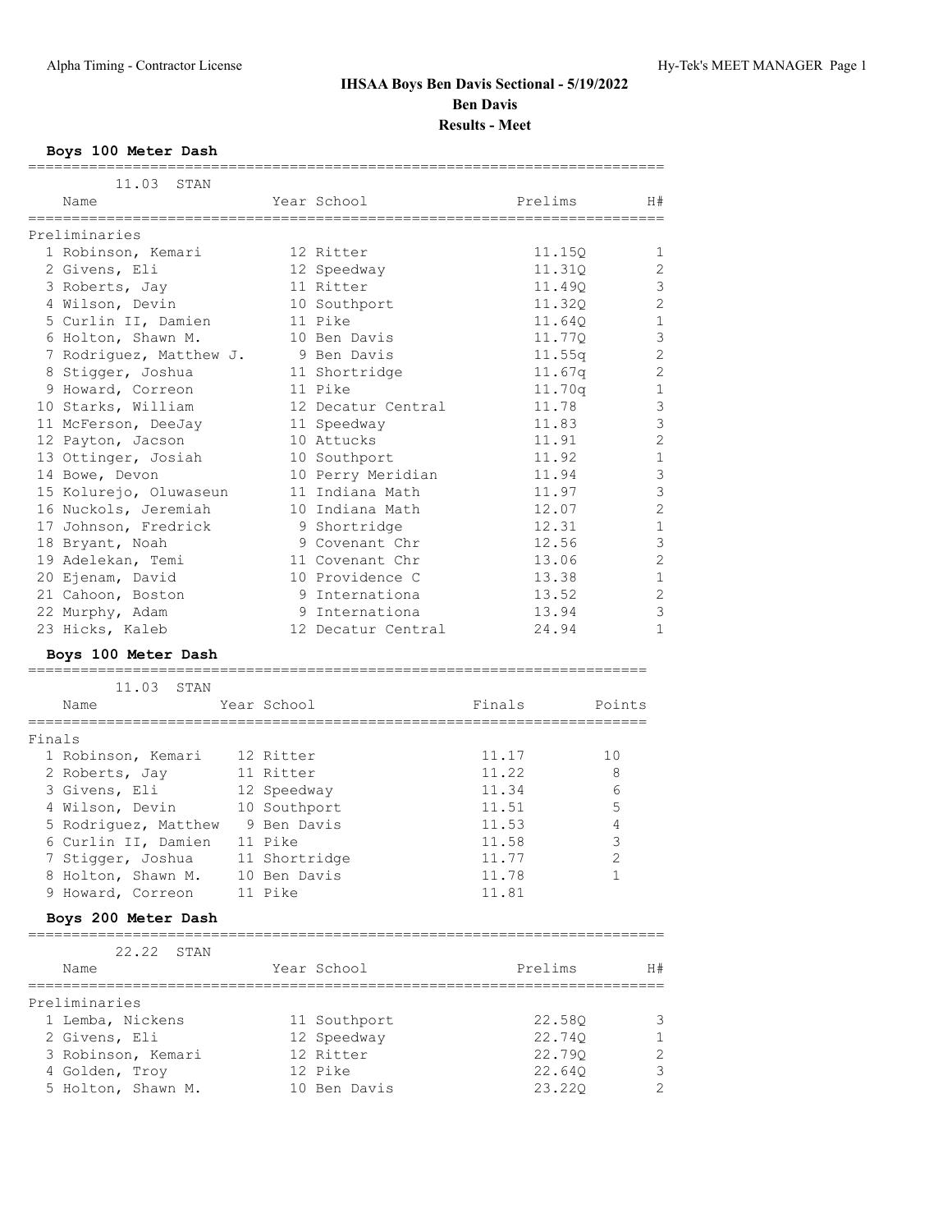# IHSAA Boys Ben Davis Sectional - 5/19/2022

## Ben Davis

## Results - Meet

### Boys 100 Meter Dash

11.03 STAN

Preliminaries

| | Name | Year | School | Prelims | H# |
|---|---|---|---|---|---|
| 1 | Robinson, Kemari | 12 | Ritter | 11.15Q | 1 |
| 2 | Givens, Eli | 12 | Speedway | 11.31Q | 2 |
| 3 | Roberts, Jay | 11 | Ritter | 11.49Q | 3 |
| 4 | Wilson, Devin | 10 | Southport | 11.32Q | 2 |
| 5 | Curlin II, Damien | 11 | Pike | 11.64Q | 1 |
| 6 | Holton, Shawn M. | 10 | Ben Davis | 11.77Q | 3 |
| 7 | Rodriguez, Matthew J. | 9 | Ben Davis | 11.55q | 2 |
| 8 | Stigger, Joshua | 11 | Shortridge | 11.67q | 2 |
| 9 | Howard, Correon | 11 | Pike | 11.70q | 1 |
| 10 | Starks, William | 12 | Decatur Central | 11.78 | 3 |
| 11 | McFerson, DeeJay | 11 | Speedway | 11.83 | 3 |
| 12 | Payton, Jacson | 10 | Attucks | 11.91 | 2 |
| 13 | Ottinger, Josiah | 10 | Southport | 11.92 | 1 |
| 14 | Bowe, Devon | 10 | Perry Meridian | 11.94 | 3 |
| 15 | Kolurejo, Oluwaseun | 11 | Indiana Math | 11.97 | 3 |
| 16 | Nuckols, Jeremiah | 10 | Indiana Math | 12.07 | 2 |
| 17 | Johnson, Fredrick | 9 | Shortridge | 12.31 | 1 |
| 18 | Bryant, Noah | 9 | Covenant Chr | 12.56 | 3 |
| 19 | Adelekan, Temi | 11 | Covenant Chr | 13.06 | 2 |
| 20 | Ejenam, David | 10 | Providence C | 13.38 | 1 |
| 21 | Cahoon, Boston | 9 | Internationa | 13.52 | 2 |
| 22 | Murphy, Adam | 9 | Internationa | 13.94 | 3 |
| 23 | Hicks, Kaleb | 12 | Decatur Central | 24.94 | 1 |

### Boys 100 Meter Dash

11.03 STAN

Finals

| | Name | Year | School | Finals | Points |
|---|---|---|---|---|---|
| 1 | Robinson, Kemari | 12 | Ritter | 11.17 | 10 |
| 2 | Roberts, Jay | 11 | Ritter | 11.22 | 8 |
| 3 | Givens, Eli | 12 | Speedway | 11.34 | 6 |
| 4 | Wilson, Devin | 10 | Southport | 11.51 | 5 |
| 5 | Rodriguez, Matthew | 9 | Ben Davis | 11.53 | 4 |
| 6 | Curlin II, Damien | 11 | Pike | 11.58 | 3 |
| 7 | Stigger, Joshua | 11 | Shortridge | 11.77 | 2 |
| 8 | Holton, Shawn M. | 10 | Ben Davis | 11.78 | 1 |
| 9 | Howard, Correon | 11 | Pike | 11.81 | |

### Boys 200 Meter Dash

22.22 STAN

Preliminaries

| | Name | Year | School | Prelims | H# |
|---|---|---|---|---|---|
| 1 | Lemba, Nickens | 11 | Southport | 22.58Q | 3 |
| 2 | Givens, Eli | 12 | Speedway | 22.74Q | 1 |
| 3 | Robinson, Kemari | 12 | Ritter | 22.79Q | 2 |
| 4 | Golden, Troy | 12 | Pike | 22.64Q | 3 |
| 5 | Holton, Shawn M. | 10 | Ben Davis | 23.22Q | 2 |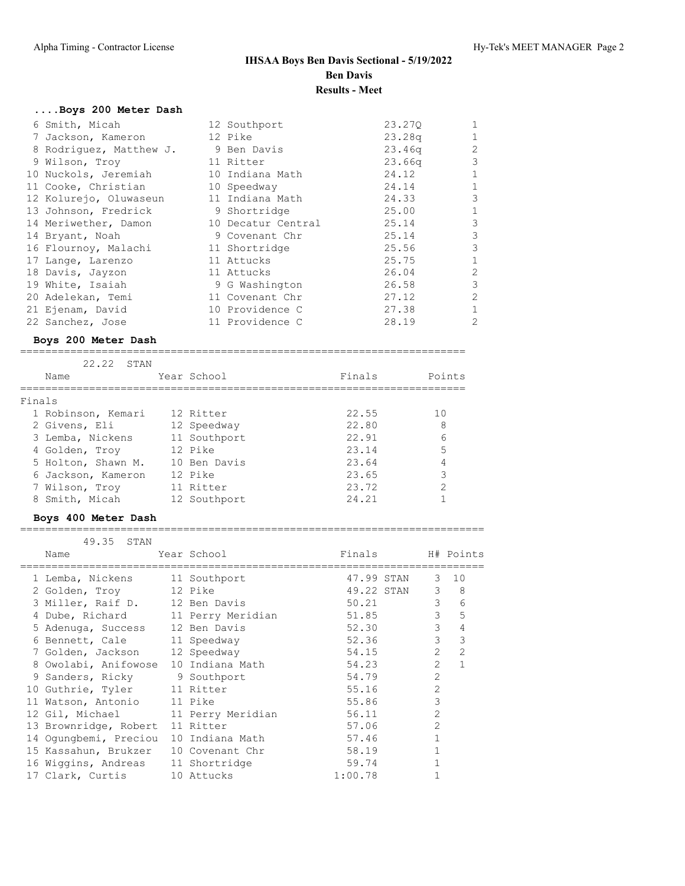# IHSAA Boys Ben Davis Sectional - 5/19/2022

## Ben Davis

### Results - Meet

### ....Boys 200 Meter Dash

| Place | Name | Year | School | Prelims | H# |
|---|---|---|---|---|---|
| 6 | Smith, Micah | 12 | Southport | 23.27Q | 1 |
| 7 | Jackson, Kameron | 12 | Pike | 23.28q | 1 |
| 8 | Rodriguez, Matthew J. | 9 | Ben Davis | 23.46q | 2 |
| 9 | Wilson, Troy | 11 | Ritter | 23.66q | 3 |
| 10 | Nuckols, Jeremiah | 10 | Indiana Math | 24.12 | 1 |
| 11 | Cooke, Christian | 10 | Speedway | 24.14 | 1 |
| 12 | Kolurejo, Oluwaseun | 11 | Indiana Math | 24.33 | 3 |
| 13 | Johnson, Fredrick | 9 | Shortridge | 25.00 | 1 |
| 14 | Meriwether, Damon | 10 | Decatur Central | 25.14 | 3 |
| 14 | Bryant, Noah | 9 | Covenant Chr | 25.14 | 3 |
| 16 | Flournoy, Malachi | 11 | Shortridge | 25.56 | 3 |
| 17 | Lange, Larenzo | 11 | Attucks | 25.75 | 1 |
| 18 | Davis, Jayzon | 11 | Attucks | 26.04 | 2 |
| 19 | White, Isaiah | 9 | G Washington | 26.58 | 3 |
| 20 | Adelekan, Temi | 11 | Covenant Chr | 27.12 | 2 |
| 21 | Ejenam, David | 10 | Providence C | 27.38 | 1 |
| 22 | Sanchez, Jose | 11 | Providence C | 28.19 | 2 |

### Boys 200 Meter Dash

22.22 STAN

**Finals**

| Place | Name | Year | School | Finals | Points |
|---|---|---|---|---|---|
| 1 | Robinson, Kemari | 12 | Ritter | 22.55 | 10 |
| 2 | Givens, Eli | 12 | Speedway | 22.80 | 8 |
| 3 | Lemba, Nickens | 11 | Southport | 22.91 | 6 |
| 4 | Golden, Troy | 12 | Pike | 23.14 | 5 |
| 5 | Holton, Shawn M. | 10 | Ben Davis | 23.64 | 4 |
| 6 | Jackson, Kameron | 12 | Pike | 23.65 | 3 |
| 7 | Wilson, Troy | 11 | Ritter | 23.72 | 2 |
| 8 | Smith, Micah | 12 | Southport | 24.21 | 1 |

### Boys 400 Meter Dash

49.35 STAN

| Place | Name | Year | School | Finals | H# | Points |
|---|---|---|---|---|---|---|
| 1 | Lemba, Nickens | 11 | Southport | 47.99 STAN | 3 | 10 |
| 2 | Golden, Troy | 12 | Pike | 49.22 STAN | 3 | 8 |
| 3 | Miller, Raif D. | 12 | Ben Davis | 50.21 | 3 | 6 |
| 4 | Dube, Richard | 11 | Perry Meridian | 51.85 | 3 | 5 |
| 5 | Adenuga, Success | 12 | Ben Davis | 52.30 | 3 | 4 |
| 6 | Bennett, Cale | 11 | Speedway | 52.36 | 3 | 3 |
| 7 | Golden, Jackson | 12 | Speedway | 54.15 | 2 | 2 |
| 8 | Owolabi, Anifowose | 10 | Indiana Math | 54.23 | 2 | 1 |
| 9 | Sanders, Ricky | 9 | Southport | 54.79 | 2 | |
| 10 | Guthrie, Tyler | 11 | Ritter | 55.16 | 2 | |
| 11 | Watson, Antonio | 11 | Pike | 55.86 | 3 | |
| 12 | Gil, Michael | 11 | Perry Meridian | 56.11 | 2 | |
| 13 | Brownridge, Robert | 11 | Ritter | 57.06 | 2 | |
| 14 | Ogungbemi, Preciou | 10 | Indiana Math | 57.46 | 1 | |
| 15 | Kassahun, Brukzer | 10 | Covenant Chr | 58.19 | 1 | |
| 16 | Wiggins, Andreas | 11 | Shortridge | 59.74 | 1 | |
| 17 | Clark, Curtis | 10 | Attucks | 1:00.78 | 1 | |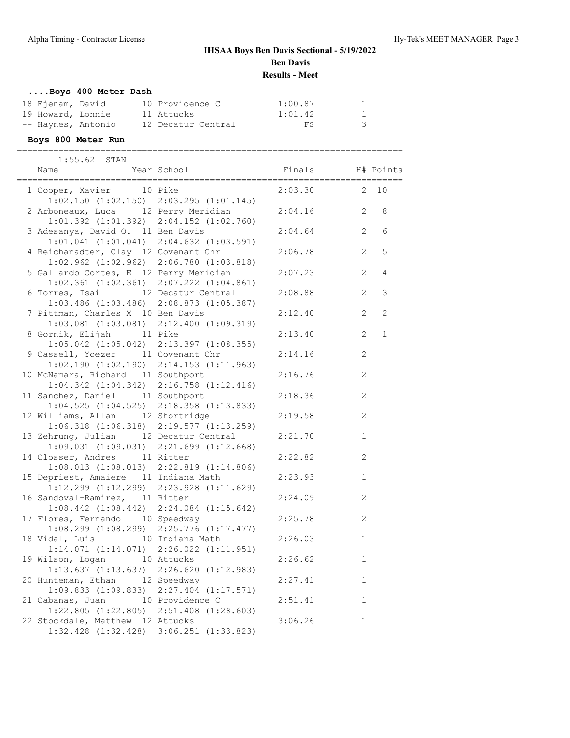# IHSAA Boys Ben Davis Sectional - 5/19/2022

**Ben Davis**

**Results - Meet**

### ....Boys 400 Meter Dash

| Place | Name | Year | School | Finals | H# |
|---|---|---|---|---|---|
| 18 | Ejenam, David | 10 | Providence C | 1:00.87 | 1 |
| 19 | Howard, Lonnie | 11 | Attucks | 1:01.42 | 1 |
| -- | Haynes, Antonio | 12 | Decatur Central | FS | 3 |

### Boys 800 Meter Run

1:55.62 STAN

| Place | Name | Year | School | Finals | H# | Points |
|---|---|---|---|---|---|---|
| 1 | Cooper, Xavier | 10 | Pike | 2:03.30 | 2 | 10 |
| | 1:02.150 (1:02.150) 2:03.295 (1:01.145) | | | | | |
| 2 | Arboneaux, Luca | 12 | Perry Meridian | 2:04.16 | 2 | 8 |
| | 1:01.392 (1:01.392) 2:04.152 (1:02.760) | | | | | |
| 3 | Adesanya, David O. | 11 | Ben Davis | 2:04.64 | 2 | 6 |
| | 1:01.041 (1:01.041) 2:04.632 (1:03.591) | | | | | |
| 4 | Reichanadter, Clay | 12 | Covenant Chr | 2:06.78 | 2 | 5 |
| | 1:02.962 (1:02.962) 2:06.780 (1:03.818) | | | | | |
| 5 | Gallardo Cortes, E | 12 | Perry Meridian | 2:07.23 | 2 | 4 |
| | 1:02.361 (1:02.361) 2:07.222 (1:04.861) | | | | | |
| 6 | Torres, Isai | 12 | Decatur Central | 2:08.88 | 2 | 3 |
| | 1:03.486 (1:03.486) 2:08.873 (1:05.387) | | | | | |
| 7 | Pittman, Charles X | 10 | Ben Davis | 2:12.40 | 2 | 2 |
| | 1:03.081 (1:03.081) 2:12.400 (1:09.319) | | | | | |
| 8 | Gornik, Elijah | 11 | Pike | 2:13.40 | 2 | 1 |
| | 1:05.042 (1:05.042) 2:13.397 (1:08.355) | | | | | |
| 9 | Cassell, Yoezer | 11 | Covenant Chr | 2:14.16 | 2 | |
| | 1:02.190 (1:02.190) 2:14.153 (1:11.963) | | | | | |
| 10 | McNamara, Richard | 11 | Southport | 2:16.76 | 2 | |
| | 1:04.342 (1:04.342) 2:16.758 (1:12.416) | | | | | |
| 11 | Sanchez, Daniel | 11 | Southport | 2:18.36 | 2 | |
| | 1:04.525 (1:04.525) 2:18.358 (1:13.833) | | | | | |
| 12 | Williams, Allan | 12 | Shortridge | 2:19.58 | 2 | |
| | 1:06.318 (1:06.318) 2:19.577 (1:13.259) | | | | | |
| 13 | Zehrung, Julian | 12 | Decatur Central | 2:21.70 | 1 | |
| | 1:09.031 (1:09.031) 2:21.699 (1:12.668) | | | | | |
| 14 | Closser, Andres | 11 | Ritter | 2:22.82 | 2 | |
| | 1:08.013 (1:08.013) 2:22.819 (1:14.806) | | | | | |
| 15 | Depriest, Amaiere | 11 | Indiana Math | 2:23.93 | 1 | |
| | 1:12.299 (1:12.299) 2:23.928 (1:11.629) | | | | | |
| 16 | Sandoval-Ramirez, | 11 | Ritter | 2:24.09 | 2 | |
| | 1:08.442 (1:08.442) 2:24.084 (1:15.642) | | | | | |
| 17 | Flores, Fernando | 10 | Speedway | 2:25.78 | 2 | |
| | 1:08.299 (1:08.299) 2:25.776 (1:17.477) | | | | | |
| 18 | Vidal, Luis | 10 | Indiana Math | 2:26.03 | 1 | |
| | 1:14.071 (1:14.071) 2:26.022 (1:11.951) | | | | | |
| 19 | Wilson, Logan | 10 | Attucks | 2:26.62 | 1 | |
| | 1:13.637 (1:13.637) 2:26.620 (1:12.983) | | | | | |
| 20 | Hunteman, Ethan | 12 | Speedway | 2:27.41 | 1 | |
| | 1:09.833 (1:09.833) 2:27.404 (1:17.571) | | | | | |
| 21 | Cabanas, Juan | 10 | Providence C | 2:51.41 | 1 | |
| | 1:22.805 (1:22.805) 2:51.408 (1:28.603) | | | | | |
| 22 | Stockdale, Matthew | 12 | Attucks | 3:06.26 | 1 | |
| | 1:32.428 (1:32.428) 3:06.251 (1:33.823) | | | | | |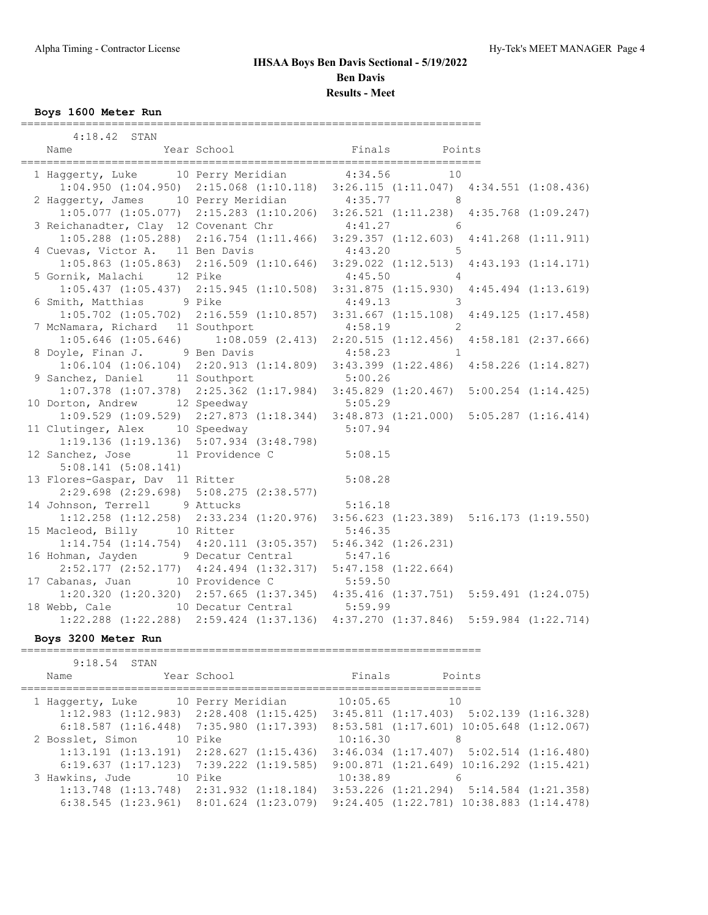# IHSAA Boys Ben Davis Sectional - 5/19/2022

## Ben Davis

## Results - Meet

### Boys 1600 Meter Run

Standard: 4:18.42 STAN

| Place | Name | Year | School | Finals | Points |
|---|---|---|---|---|---|
| 1 | Haggerty, Luke | 10 | Perry Meridian | 4:34.56 | 10 |
| | 1:04.950 (1:04.950) | 2:15.068 (1:10.118) | 3:26.115 (1:11.047) | 4:34.551 (1:08.436) | |
| 2 | Haggerty, James | 10 | Perry Meridian | 4:35.77 | 8 |
| | 1:05.077 (1:05.077) | 2:15.283 (1:10.206) | 3:26.521 (1:11.238) | 4:35.768 (1:09.247) | |
| 3 | Reichanadter, Clay | 12 | Covenant Chr | 4:41.27 | 6 |
| | 1:05.288 (1:05.288) | 2:16.754 (1:11.466) | 3:29.357 (1:12.603) | 4:41.268 (1:11.911) | |
| 4 | Cuevas, Victor A. | 11 | Ben Davis | 4:43.20 | 5 |
| | 1:05.863 (1:05.863) | 2:16.509 (1:10.646) | 3:29.022 (1:12.513) | 4:43.193 (1:14.171) | |
| 5 | Gornik, Malachi | 12 | Pike | 4:45.50 | 4 |
| | 1:05.437 (1:05.437) | 2:15.945 (1:10.508) | 3:31.875 (1:15.930) | 4:45.494 (1:13.619) | |
| 6 | Smith, Matthias | 9 | Pike | 4:49.13 | 3 |
| | 1:05.702 (1:05.702) | 2:16.559 (1:10.857) | 3:31.667 (1:15.108) | 4:49.125 (1:17.458) | |
| 7 | McNamara, Richard | 11 | Southport | 4:58.19 | 2 |
| | 1:05.646 (1:05.646) | 1:08.059 (2.413) | 2:20.515 (1:12.456) | 4:58.181 (2:37.666) | |
| 8 | Doyle, Finan J. | 9 | Ben Davis | 4:58.23 | 1 |
| | 1:06.104 (1:06.104) | 2:20.913 (1:14.809) | 3:43.399 (1:22.486) | 4:58.226 (1:14.827) | |
| 9 | Sanchez, Daniel | 11 | Southport | 5:00.26 | |
| | 1:07.378 (1:07.378) | 2:25.362 (1:17.984) | 3:45.829 (1:20.467) | 5:00.254 (1:14.425) | |
| 10 | Dorton, Andrew | 12 | Speedway | 5:05.29 | |
| | 1:09.529 (1:09.529) | 2:27.873 (1:18.344) | 3:48.873 (1:21.000) | 5:05.287 (1:16.414) | |
| 11 | Clutinger, Alex | 10 | Speedway | 5:07.94 | |
| | 1:19.136 (1:19.136) | 5:07.934 (3:48.798) | | | |
| 12 | Sanchez, Jose | 11 | Providence C | 5:08.15 | |
| | 5:08.141 (5:08.141) | | | | |
| 13 | Flores-Gaspar, Dav | 11 | Ritter | 5:08.28 | |
| | 2:29.698 (2:29.698) | 5:08.275 (2:38.577) | | | |
| 14 | Johnson, Terrell | 9 | Attucks | 5:16.18 | |
| | 1:12.258 (1:12.258) | 2:33.234 (1:20.976) | 3:56.623 (1:23.389) | 5:16.173 (1:19.550) | |
| 15 | Macleod, Billy | 10 | Ritter | 5:46.35 | |
| | 1:14.754 (1:14.754) | 4:20.111 (3:05.357) | 5:46.342 (1:26.231) | | |
| 16 | Hohman, Jayden | 9 | Decatur Central | 5:47.16 | |
| | 2:52.177 (2:52.177) | 4:24.494 (1:32.317) | 5:47.158 (1:22.664) | | |
| 17 | Cabanas, Juan | 10 | Providence C | 5:59.50 | |
| | 1:20.320 (1:20.320) | 2:57.665 (1:37.345) | 4:35.416 (1:37.751) | 5:59.491 (1:24.075) | |
| 18 | Webb, Cale | 10 | Decatur Central | 5:59.99 | |
| | 1:22.288 (1:22.288) | 2:59.424 (1:37.136) | 4:37.270 (1:37.846) | 5:59.984 (1:22.714) | |

### Boys 3200 Meter Run

Standard: 9:18.54 STAN

| Place | Name | Year | School | Finals | Points |
|---|---|---|---|---|---|
| 1 | Haggerty, Luke | 10 | Perry Meridian | 10:05.65 | 10 |
| | 1:12.983 (1:12.983) | 2:28.408 (1:15.425) | 3:45.811 (1:17.403) | 5:02.139 (1:16.328) | |
| | 6:18.587 (1:16.448) | 7:35.980 (1:17.393) | 8:53.581 (1:17.601) | 10:05.648 (1:12.067) | |
| 2 | Bosslet, Simon | 10 | Pike | 10:16.30 | 8 |
| | 1:13.191 (1:13.191) | 2:28.627 (1:15.436) | 3:46.034 (1:17.407) | 5:02.514 (1:16.480) | |
| | 6:19.637 (1:17.123) | 7:39.222 (1:19.585) | 9:00.871 (1:21.649) | 10:16.292 (1:15.421) | |
| 3 | Hawkins, Jude | 10 | Pike | 10:38.89 | 6 |
| | 1:13.748 (1:13.748) | 2:31.932 (1:18.184) | 3:53.226 (1:21.294) | 5:14.584 (1:21.358) | |
| | 6:38.545 (1:23.961) | 8:01.624 (1:23.079) | 9:24.405 (1:22.781) | 10:38.883 (1:14.478) | |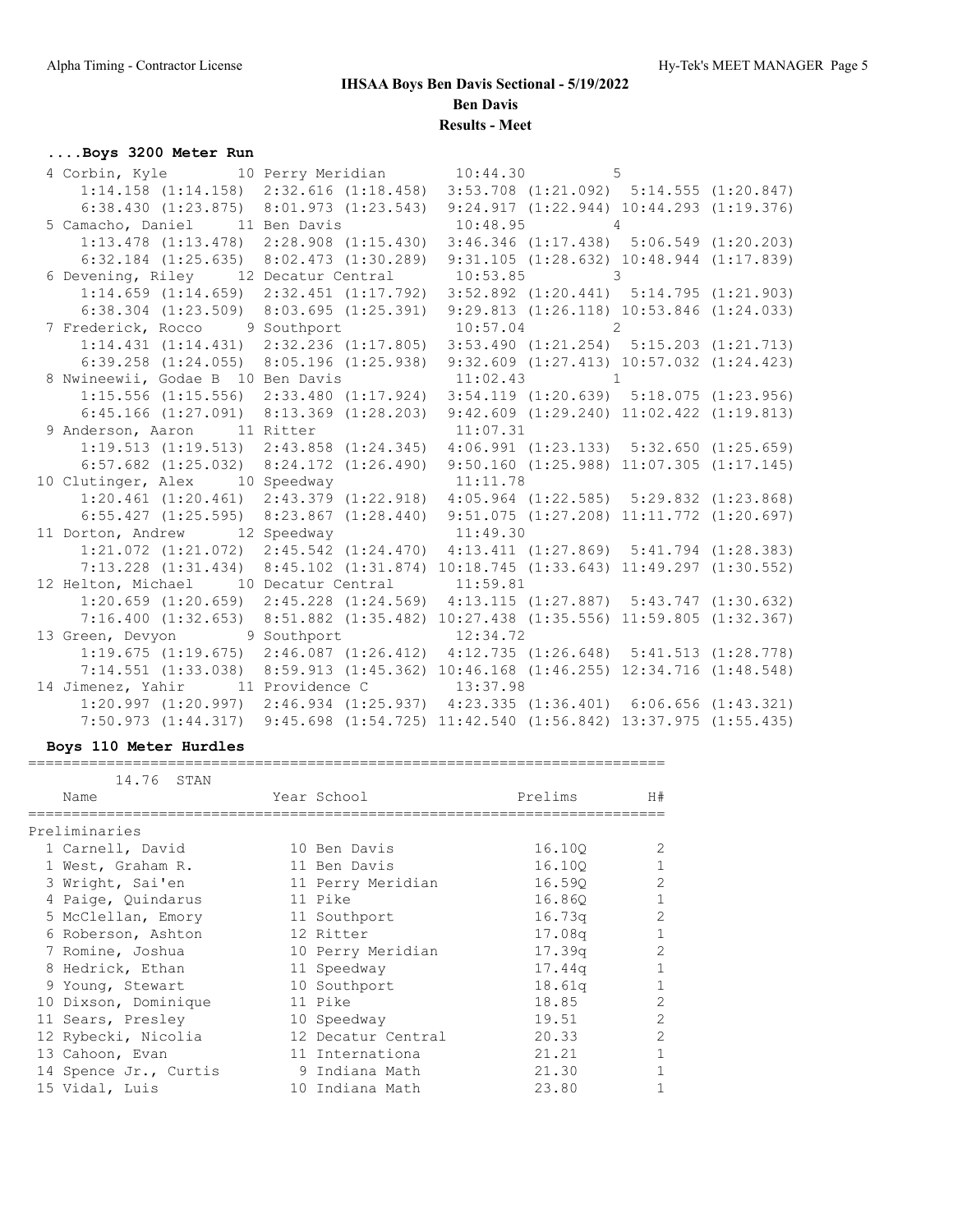# IHSAA Boys Ben Davis Sectional - 5/19/2022

**Ben Davis**

**Results - Meet**

### ....Boys 3200 Meter Run

```
  4 Corbin, Kyle        10 Perry Meridian       10:44.30          5
     1:14.158 (1:14.158)  2:32.616 (1:18.458)  3:53.708 (1:21.092)  5:14.555 (1:20.847)
     6:38.430 (1:23.875)  8:01.973 (1:23.543)  9:24.917 (1:22.944) 10:44.293 (1:19.376)
  5 Camacho, Daniel     11 Ben Davis            10:48.95          4
     1:13.478 (1:13.478)  2:28.908 (1:15.430)  3:46.346 (1:17.438)  5:06.549 (1:20.203)
     6:32.184 (1:25.635)  8:02.473 (1:30.289)  9:31.105 (1:28.632) 10:48.944 (1:17.839)
  6 Devening, Riley     12 Decatur Central      10:53.85          3
     1:14.659 (1:14.659)  2:32.451 (1:17.792)  3:52.892 (1:20.441)  5:14.795 (1:21.903)
     6:38.304 (1:23.509)  8:03.695 (1:25.391)  9:29.813 (1:26.118) 10:53.846 (1:24.033)
  7 Frederick, Rocco     9 Southport            10:57.04          2
     1:14.431 (1:14.431)  2:32.236 (1:17.805)  3:53.490 (1:21.254)  5:15.203 (1:21.713)
     6:39.258 (1:24.055)  8:05.196 (1:25.938)  9:32.609 (1:27.413) 10:57.032 (1:24.423)
  8 Nwineewii, Godae B  10 Ben Davis            11:02.43          1
     1:15.556 (1:15.556)  2:33.480 (1:17.924)  3:54.119 (1:20.639)  5:18.075 (1:23.956)
     6:45.166 (1:27.091)  8:13.369 (1:28.203)  9:42.609 (1:29.240) 11:02.422 (1:19.813)
  9 Anderson, Aaron     11 Ritter               11:07.31
     1:19.513 (1:19.513)  2:43.858 (1:24.345)  4:06.991 (1:23.133)  5:32.650 (1:25.659)
     6:57.682 (1:25.032)  8:24.172 (1:26.490)  9:50.160 (1:25.988) 11:07.305 (1:17.145)
 10 Clutinger, Alex     10 Speedway             11:11.78
     1:20.461 (1:20.461)  2:43.379 (1:22.918)  4:05.964 (1:22.585)  5:29.832 (1:23.868)
     6:55.427 (1:25.595)  8:23.867 (1:28.440)  9:51.075 (1:27.208) 11:11.772 (1:20.697)
 11 Dorton, Andrew      12 Speedway             11:49.30
     1:21.072 (1:21.072)  2:45.542 (1:24.470)  4:13.411 (1:27.869)  5:41.794 (1:28.383)
     7:13.228 (1:31.434)  8:45.102 (1:31.874) 10:18.745 (1:33.643) 11:49.297 (1:30.552)
 12 Helton, Michael     10 Decatur Central      11:59.81
     1:20.659 (1:20.659)  2:45.228 (1:24.569)  4:13.115 (1:27.887)  5:43.747 (1:30.632)
     7:16.400 (1:32.653)  8:51.882 (1:35.482) 10:27.438 (1:35.556) 11:59.805 (1:32.367)
 13 Green, Devyon        9 Southport            12:34.72
     1:19.675 (1:19.675)  2:46.087 (1:26.412)  4:12.735 (1:26.648)  5:41.513 (1:28.778)
     7:14.551 (1:33.038)  8:59.913 (1:45.362) 10:46.168 (1:46.255) 12:34.716 (1:48.548)
 14 Jimenez, Yahir      11 Providence C         13:37.98
     1:20.997 (1:20.997)  2:46.934 (1:25.937)  4:23.335 (1:36.401)  6:06.656 (1:43.321)
     7:50.973 (1:44.317)  9:45.698 (1:54.725) 11:42.540 (1:56.842) 13:37.975 (1:55.435)
```

### Boys 110 Meter Hurdles

14.76 STAN

| Name | Year | School | Prelims | H# |
|---|---|---|---|---|
| **Preliminaries** | | | | |
| 1 Carnell, David | 10 | Ben Davis | 16.10Q | 2 |
| 1 West, Graham R. | 11 | Ben Davis | 16.10Q | 1 |
| 3 Wright, Sai'en | 11 | Perry Meridian | 16.59Q | 2 |
| 4 Paige, Quindarus | 11 | Pike | 16.86Q | 1 |
| 5 McClellan, Emory | 11 | Southport | 16.73q | 2 |
| 6 Roberson, Ashton | 12 | Ritter | 17.08q | 1 |
| 7 Romine, Joshua | 10 | Perry Meridian | 17.39q | 2 |
| 8 Hedrick, Ethan | 11 | Speedway | 17.44q | 1 |
| 9 Young, Stewart | 10 | Southport | 18.61q | 1 |
| 10 Dixson, Dominique | 11 | Pike | 18.85 | 2 |
| 11 Sears, Presley | 10 | Speedway | 19.51 | 2 |
| 12 Rybecki, Nicolia | 12 | Decatur Central | 20.33 | 2 |
| 13 Cahoon, Evan | 11 | Internationa | 21.21 | 1 |
| 14 Spence Jr., Curtis | 9 | Indiana Math | 21.30 | 1 |
| 15 Vidal, Luis | 10 | Indiana Math | 23.80 | 1 |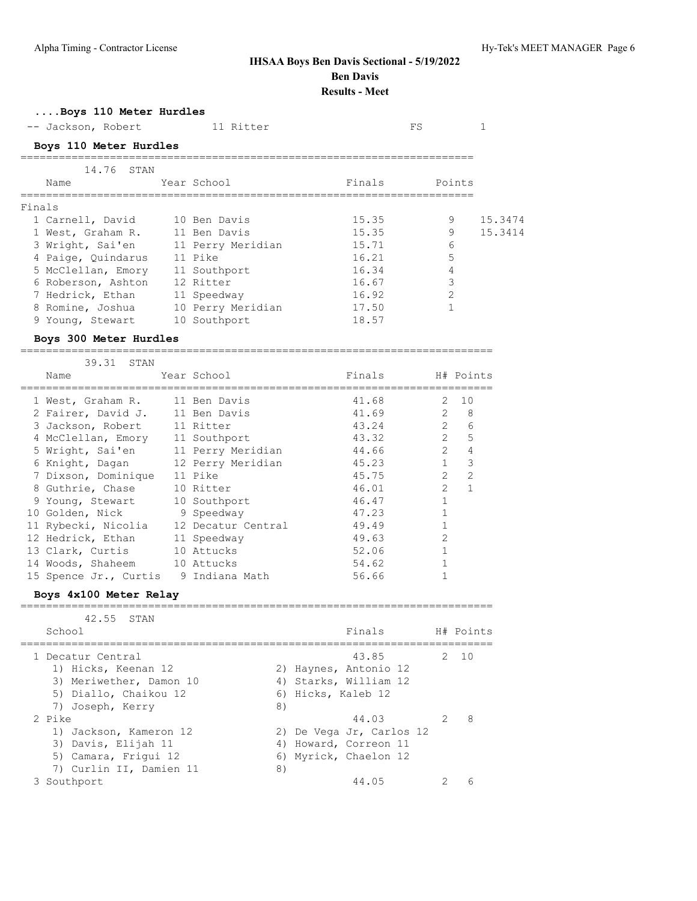## IHSAA Boys Ben Davis Sectional - 5/19/2022

**Ben Davis**

**Results - Meet**

### ....Boys 110 Meter Hurdles

| Place | Name | Year | School | Finals | Points |
|---|---|---|---|---|---|
| -- | Jackson, Robert | 11 | Ritter | FS | 1 |

### Boys 110 Meter Hurdles

14.76 STAN

Finals

| Place | Name | Year | School | Finals | Points | |
|---|---|---|---|---|---|---|
| 1 | Carnell, David | 10 | Ben Davis | 15.35 | 9 | 15.3474 |
| 1 | West, Graham R. | 11 | Ben Davis | 15.35 | 9 | 15.3414 |
| 3 | Wright, Sai'en | 11 | Perry Meridian | 15.71 | 6 | |
| 4 | Paige, Quindarus | 11 | Pike | 16.21 | 5 | |
| 5 | McClellan, Emory | 11 | Southport | 16.34 | 4 | |
| 6 | Roberson, Ashton | 12 | Ritter | 16.67 | 3 | |
| 7 | Hedrick, Ethan | 11 | Speedway | 16.92 | 2 | |
| 8 | Romine, Joshua | 10 | Perry Meridian | 17.50 | 1 | |
| 9 | Young, Stewart | 10 | Southport | 18.57 | | |

### Boys 300 Meter Hurdles

39.31 STAN

| Place | Name | Year | School | Finals | H# | Points |
|---|---|---|---|---|---|---|
| 1 | West, Graham R. | 11 | Ben Davis | 41.68 | 2 | 10 |
| 2 | Fairer, David J. | 11 | Ben Davis | 41.69 | 2 | 8 |
| 3 | Jackson, Robert | 11 | Ritter | 43.24 | 2 | 6 |
| 4 | McClellan, Emory | 11 | Southport | 43.32 | 2 | 5 |
| 5 | Wright, Sai'en | 11 | Perry Meridian | 44.66 | 2 | 4 |
| 6 | Knight, Dagan | 12 | Perry Meridian | 45.23 | 1 | 3 |
| 7 | Dixson, Dominique | 11 | Pike | 45.75 | 2 | 2 |
| 8 | Guthrie, Chase | 10 | Ritter | 46.01 | 2 | 1 |
| 9 | Young, Stewart | 10 | Southport | 46.47 | 1 | |
| 10 | Golden, Nick | 9 | Speedway | 47.23 | 1 | |
| 11 | Rybecki, Nicolia | 12 | Decatur Central | 49.49 | 1 | |
| 12 | Hedrick, Ethan | 11 | Speedway | 49.63 | 2 | |
| 13 | Clark, Curtis | 10 | Attucks | 52.06 | 1 | |
| 14 | Woods, Shaheem | 10 | Attucks | 54.62 | 1 | |
| 15 | Spence Jr., Curtis | 9 | Indiana Math | 56.66 | 1 | |

### Boys 4x100 Meter Relay

42.55 STAN

| Place | School | Finals | H# | Points |
|---|---|---|---|---|
| 1 | Decatur Central | 43.85 | 2 | 10 |
| 2 | Pike | 44.03 | 2 | 8 |
| 3 | Southport | 44.05 | 2 | 6 |

1 Decatur Central
1) Hicks, Keenan 12
2) Haynes, Antonio 12
3) Meriwether, Damon 10
4) Starks, William 12
5) Diallo, Chaikou 12
6) Hicks, Kaleb 12
7) Joseph, Kerry
8)

2 Pike
1) Jackson, Kameron 12
2) De Vega Jr, Carlos 12
3) Davis, Elijah 11
4) Howard, Correon 11
5) Camara, Frigui 12
6) Myrick, Chaelon 12
7) Curlin II, Damien 11
8)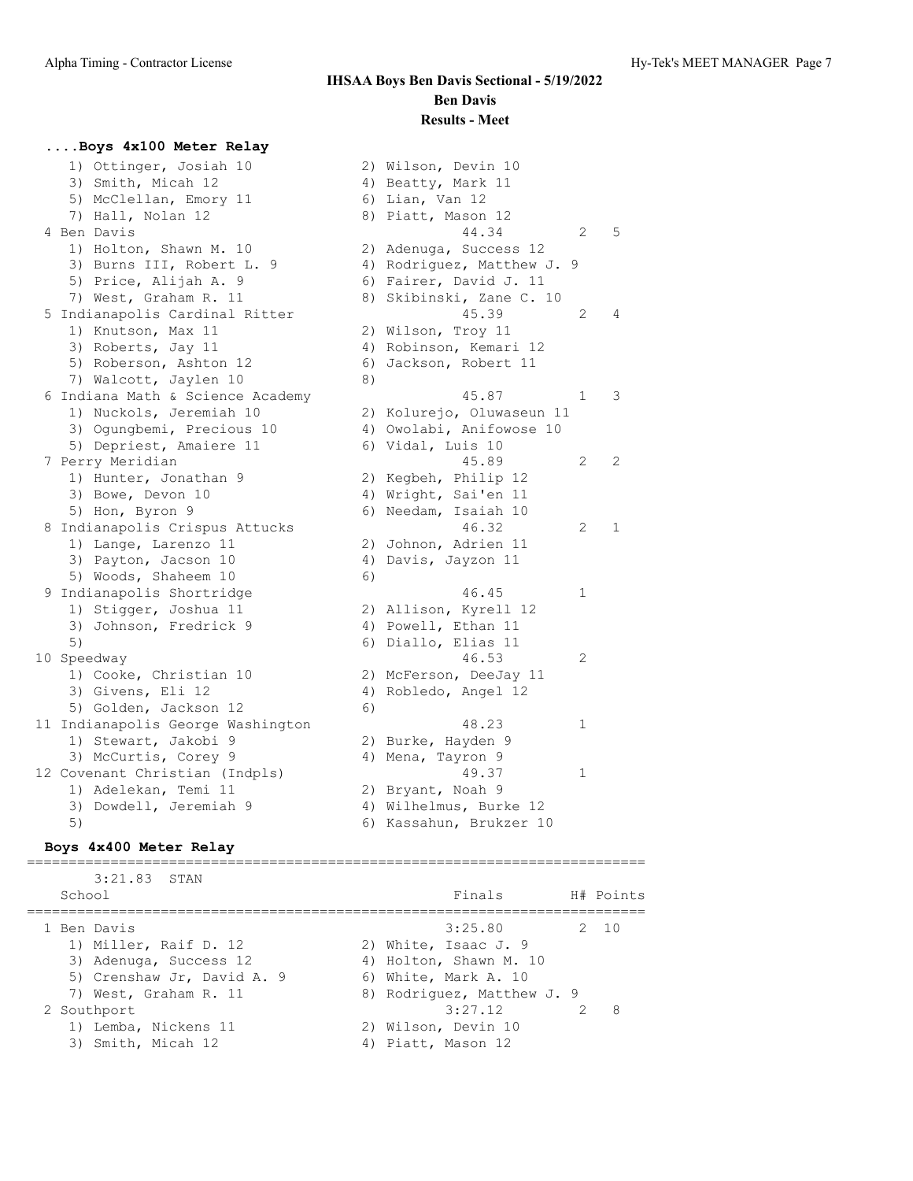# IHSAA Boys Ben Davis Sectional - 5/19/2022

## Ben Davis

## Results - Meet

### ....Boys 4x100 Meter Relay

```
   1) Ottinger, Josiah 10             2) Wilson, Devin 10
   3) Smith, Micah 12                 4) Beatty, Mark 11
   5) McClellan, Emory 11             6) Lian, Van 12
   7) Hall, Nolan 12                  8) Piatt, Mason 12
 4 Ben Davis                                   44.34        2    5
   1) Holton, Shawn M. 10             2) Adenuga, Success 12
   3) Burns III, Robert L. 9          4) Rodriguez, Matthew J. 9
   5) Price, Alijah A. 9              6) Fairer, David J. 11
   7) West, Graham R. 11              8) Skibinski, Zane C. 10
 5 Indianapolis Cardinal Ritter                45.39        2    4
   1) Knutson, Max 11                 2) Wilson, Troy 11
   3) Roberts, Jay 11                 4) Robinson, Kemari 12
   5) Roberson, Ashton 12             6) Jackson, Robert 11
   7) Walcott, Jaylen 10              8)
 6 Indiana Math & Science Academy              45.87        1    3
   1) Nuckols, Jeremiah 10            2) Kolurejo, Oluwaseun 11
   3) Ogungbemi, Precious 10          4) Owolabi, Anifowose 10
   5) Depriest, Amaiere 11            6) Vidal, Luis 10
 7 Perry Meridian                              45.89        2    2
   1) Hunter, Jonathan 9              2) Kegbeh, Philip 12
   3) Bowe, Devon 10                  4) Wright, Sai'en 11
   5) Hon, Byron 9                    6) Needam, Isaiah 10
 8 Indianapolis Crispus Attucks                46.32        2    1
   1) Lange, Larenzo 11               2) Johnon, Adrien 11
   3) Payton, Jacson 10               4) Davis, Jayzon 11
   5) Woods, Shaheem 10               6)
 9 Indianapolis Shortridge                     46.45        1
   1) Stigger, Joshua 11              2) Allison, Kyrell 12
   3) Johnson, Fredrick 9             4) Powell, Ethan 11
   5)                                 6) Diallo, Elias 11
10 Speedway                                    46.53        2
   1) Cooke, Christian 10             2) McFerson, DeeJay 11
   3) Givens, Eli 12                  4) Robledo, Angel 12
   5) Golden, Jackson 12              6)
11 Indianapolis George Washington              48.23        1
   1) Stewart, Jakobi 9               2) Burke, Hayden 9
   3) McCurtis, Corey 9               4) Mena, Tayron 9
12 Covenant Christian (Indpls)                 49.37        1
   1) Adelekan, Temi 11               2) Bryant, Noah 9
   3) Dowdell, Jeremiah 9             4) Wilhelmus, Burke 12
   5)                                 6) Kassahun, Brukzer 10
```

### Boys 4x400 Meter Relay

```
==========================================================================
      3:21.83  STAN
   School                                      Finals        H# Points
==========================================================================
 1 Ben Davis                                  3:25.80        2  10
   1) Miller, Raif D. 12              2) White, Isaac J. 9
   3) Adenuga, Success 12             4) Holton, Shawn M. 10
   5) Crenshaw Jr, David A. 9         6) White, Mark A. 10
   7) West, Graham R. 11              8) Rodriguez, Matthew J. 9
 2 Southport                                  3:27.12        2   8
   1) Lemba, Nickens 11               2) Wilson, Devin 10
   3) Smith, Micah 12                 4) Piatt, Mason 12
```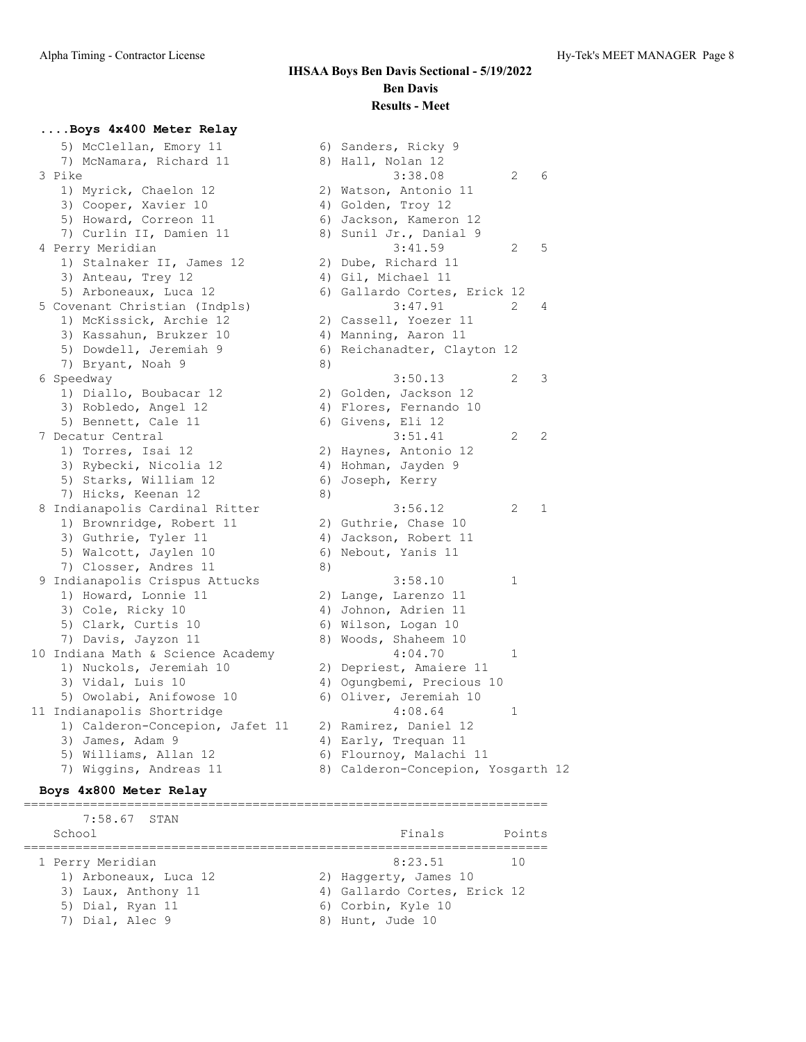# IHSAA Boys Ben Davis Sectional - 5/19/2022

**Ben Davis**

**Results - Meet**

### ....Boys 4x400 Meter Relay

```
   5) McClellan, Emory 11            6) Sanders, Ricky 9
   7) McNamara, Richard 11           8) Hall, Nolan 12
 3 Pike                                    3:38.08        2    6
   1) Myrick, Chaelon 12             2) Watson, Antonio 11
   3) Cooper, Xavier 10              4) Golden, Troy 12
   5) Howard, Correon 11             6) Jackson, Kameron 12
   7) Curlin II, Damien 11           8) Sunil Jr., Danial 9
 4 Perry Meridian                          3:41.59        2    5
   1) Stalnaker II, James 12         2) Dube, Richard 11
   3) Anteau, Trey 12                4) Gil, Michael 11
   5) Arboneaux, Luca 12             6) Gallardo Cortes, Erick 12
 5 Covenant Christian (Indpls)             3:47.91        2    4
   1) McKissick, Archie 12           2) Cassell, Yoezer 11
   3) Kassahun, Brukzer 10           4) Manning, Aaron 11
   5) Dowdell, Jeremiah 9            6) Reichanadter, Clayton 12
   7) Bryant, Noah 9                 8)
 6 Speedway                                3:50.13        2    3
   1) Diallo, Boubacar 12            2) Golden, Jackson 12
   3) Robledo, Angel 12              4) Flores, Fernando 10
   5) Bennett, Cale 11               6) Givens, Eli 12
 7 Decatur Central                         3:51.41        2    2
   1) Torres, Isai 12                2) Haynes, Antonio 12
   3) Rybecki, Nicolia 12            4) Hohman, Jayden 9
   5) Starks, William 12             6) Joseph, Kerry
   7) Hicks, Keenan 12               8)
 8 Indianapolis Cardinal Ritter            3:56.12        2    1
   1) Brownridge, Robert 11          2) Guthrie, Chase 10
   3) Guthrie, Tyler 11              4) Jackson, Robert 11
   5) Walcott, Jaylen 10             6) Nebout, Yanis 11
   7) Closser, Andres 11             8)
 9 Indianapolis Crispus Attucks            3:58.10        1
   1) Howard, Lonnie 11              2) Lange, Larenzo 11
   3) Cole, Ricky 10                 4) Johnon, Adrien 11
   5) Clark, Curtis 10               6) Wilson, Logan 10
   7) Davis, Jayzon 11               8) Woods, Shaheem 10
10 Indiana Math & Science Academy          4:04.70        1
   1) Nuckols, Jeremiah 10           2) Depriest, Amaiere 11
   3) Vidal, Luis 10                 4) Ogungbemi, Precious 10
   5) Owolabi, Anifowose 10          6) Oliver, Jeremiah 10
11 Indianapolis Shortridge                 4:08.64        1
   1) Calderon-Concepion, Jafet 11   2) Ramirez, Daniel 12
   3) James, Adam 9                  4) Early, Trequan 11
   5) Williams, Allan 12             6) Flournoy, Malachi 11
   7) Wiggins, Andreas 11            8) Calderon-Concepion, Yosgarth 12
```

### Boys 4x800 Meter Relay

```
=======================================================================
     7:58.67  STAN
   School                                     Finals        Points
=======================================================================
 1 Perry Meridian                            8:23.51          10
   1) Arboneaux, Luca 12             2) Haggerty, James 10
   3) Laux, Anthony 11               4) Gallardo Cortes, Erick 12
   5) Dial, Ryan 11                  6) Corbin, Kyle 10
   7) Dial, Alec 9                   8) Hunt, Jude 10
```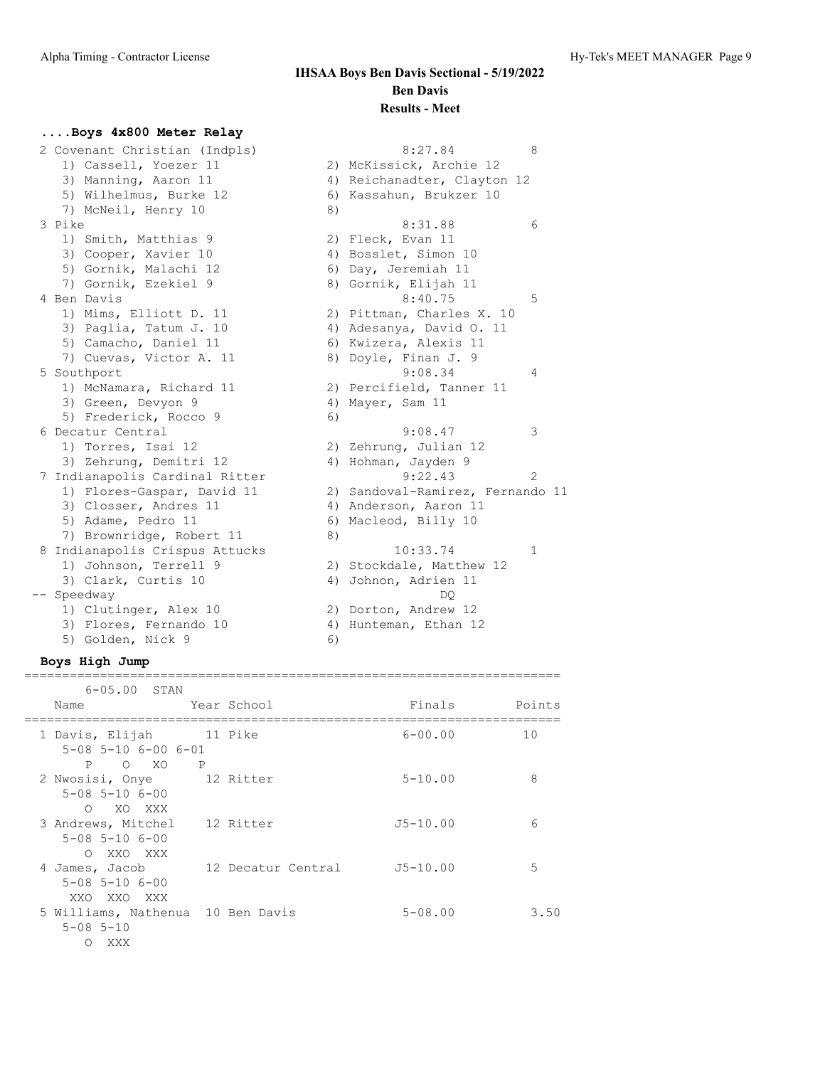# IHSAA Boys Ben Davis Sectional - 5/19/2022

## Ben Davis

### Results - Meet

#### ....Boys 4x800 Meter Relay

```
  2 Covenant Christian (Indpls)                   8:27.84          8  
     1) Cassell, Yoezer 11              2) McKissick, Archie 12           
     3) Manning, Aaron 11               4) Reichanadter, Clayton 12       
     5) Wilhelmus, Burke 12             6) Kassahun, Brukzer 10           
     7) McNeil, Henry 10                8)                                
  3 Pike                                          8:31.88          6  
     1) Smith, Matthias 9               2) Fleck, Evan 11                 
     3) Cooper, Xavier 10               4) Bosslet, Simon 10              
     5) Gornik, Malachi 12              6) Day, Jeremiah 11               
     7) Gornik, Ezekiel 9               8) Gornik, Elijah 11              
  4 Ben Davis                                     8:40.75          5  
     1) Mims, Elliott D. 11             2) Pittman, Charles X. 10         
     3) Paglia, Tatum J. 10             4) Adesanya, David O. 11          
     5) Camacho, Daniel 11              6) Kwizera, Alexis 11             
     7) Cuevas, Victor A. 11            8) Doyle, Finan J. 9              
  5 Southport                                     9:08.34          4  
     1) McNamara, Richard 11            2) Percifield, Tanner 11          
     3) Green, Devyon 9                 4) Mayer, Sam 11                  
     5) Frederick, Rocco 9              6)                                
  6 Decatur Central                               9:08.47          3  
     1) Torres, Isai 12                 2) Zehrung, Julian 12             
     3) Zehrung, Demitri 12             4) Hohman, Jayden 9               
  7 Indianapolis Cardinal Ritter                  9:22.43          2  
     1) Flores-Gaspar, David 11         2) Sandoval-Ramirez, Fernando 11  
     3) Closser, Andres 11              4) Anderson, Aaron 11             
     5) Adame, Pedro 11                 6) Macleod, Billy 10              
     7) Brownridge, Robert 11           8)                                
  8 Indianapolis Crispus Attucks                 10:33.74          1  
     1) Johnson, Terrell 9              2) Stockdale, Matthew 12          
     3) Clark, Curtis 10                4) Johnon, Adrien 11              
 -- Speedway                                           DQ             
     1) Clutinger, Alex 10              2) Dorton, Andrew 12              
     3) Flores, Fernando 10             4) Hunteman, Ethan 12             
     5) Golden, Nick 9                  6)                                
```

#### Boys High Jump

```
======================================================================
       6-05.00  STAN                                                  
    Name                 Year School                  Finals    Points
======================================================================
  1 Davis, Elijah        11 Pike                     6-00.00      10  
      5-08 5-10 6-00 6-01
         P    O   XO    P
  2 Nwosisi, Onye        12 Ritter                   5-10.00       8  
      5-08 5-10 6-00
         O   XO  XXX
  3 Andrews, Mitchel     12 Ritter                  J5-10.00       6  
      5-08 5-10 6-00
         O  XXO  XXX
  4 James, Jacob         12 Decatur Central         J5-10.00       5  
      5-08 5-10 6-00
       XXO  XXO  XXX
  5 Williams, Nathenua   10 Ben Davis                5-08.00    3.50  
      5-08 5-10
         O  XXX
```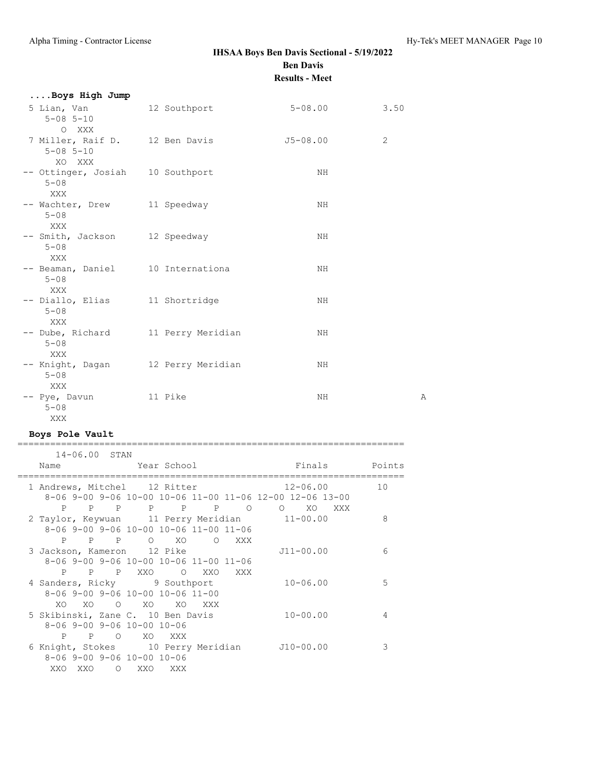**IHSAA Boys Ben Davis Sectional - 5/19/2022**
**Ben Davis**
**Results - Meet**

### ....Boys High Jump

```
 5 Lian, Van             12 Southport              5-08.00         3.50
    5-08 5-10
      O  XXX
 7 Miller, Raif D.       12 Ben Davis             J5-08.00         2
    5-08 5-10
     XO  XXX
-- Ottinger, Josiah      10 Southport                   NH
    5-08
     XXX
-- Wachter, Drew         11 Speedway                    NH
    5-08
     XXX
-- Smith, Jackson        12 Speedway                    NH
    5-08
     XXX
-- Beaman, Daniel        10 Internationa                NH
    5-08
     XXX
-- Diallo, Elias         11 Shortridge                  NH
    5-08
     XXX
-- Dube, Richard         11 Perry Meridian              NH
    5-08
     XXX
-- Knight, Dagan         12 Perry Meridian              NH
    5-08
     XXX
-- Pye, Davun            11 Pike                        NH                A
    5-08
     XXX
```

### Boys Pole Vault

```
=======================================================================
     14-06.00  STAN
   Name                 Year School                 Finals      Points
=======================================================================
 1 Andrews, Mitchel    12 Ritter                  12-06.00        10
   8-06 9-00 9-06 10-00 10-06 11-00 11-06 12-00 12-06 13-00
      P    P    P     P     P     P     O     O    XO   XXX
 2 Taylor, Keywuan     11 Perry Meridian          11-00.00         8
   8-06 9-00 9-06 10-00 10-06 11-00 11-06
      P    P    P     O    XO     O   XXX
 3 Jackson, Kameron    12 Pike                   J11-00.00         6
   8-06 9-00 9-06 10-00 10-06 11-00 11-06
      P    P    P   XXO     O   XXO   XXX
 4 Sanders, Ricky       9 Southport               10-06.00         5
   8-06 9-00 9-06 10-00 10-06 11-00
     XO   XO    O    XO    XO   XXX
 5 Skibinski, Zane C.  10 Ben Davis               10-00.00         4
   8-06 9-00 9-06 10-00 10-06
      P    P    O    XO   XXX
 6 Knight, Stokes      10 Perry Meridian         J10-00.00         3
   8-06 9-00 9-06 10-00 10-06
    XXO  XXO    O   XXO   XXX
```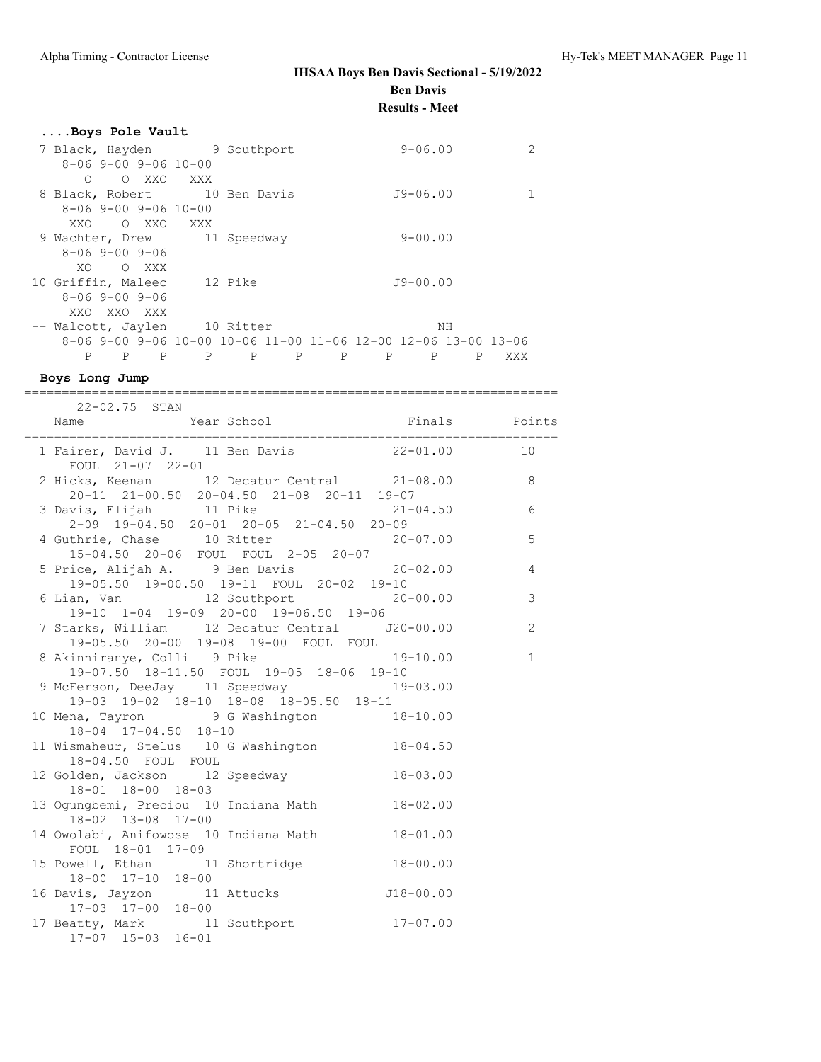## IHSAA Boys Ben Davis Sectional - 5/19/2022

**Ben Davis**

**Results - Meet**

### ....Boys Pole Vault

```
  7 Black, Hayden          9 Southport              9-06.00          2
      8-06 9-00 9-06 10-00
         O    O  XXO   XXX
  8 Black, Robert         10 Ben Davis             J9-06.00          1
      8-06 9-00 9-06 10-00
       XXO    O  XXO   XXX
  9 Wachter, Drew         11 Speedway               9-00.00
      8-06 9-00 9-06
        XO    O  XXX
 10 Griffin, Maleec       12 Pike                  J9-00.00
      8-06 9-00 9-06
       XXO  XXO  XXX
 -- Walcott, Jaylen       10 Ritter                     NH
      8-06 9-00 9-06 10-00 10-06 11-00 11-06 12-00 12-06 13-00 13-06
         P    P    P     P     P     P     P     P     P     P   XXX
```

### Boys Long Jump

```
======================================================================
      22-02.75  STAN
    Name                 Year School                 Finals     Points
======================================================================
  1 Fairer, David J.      11 Ben Davis             22-01.00         10
      FOUL  21-07  22-01
  2 Hicks, Keenan         12 Decatur Central       21-08.00          8
      20-11  21-00.50  20-04.50  21-08  20-11  19-07
  3 Davis, Elijah         11 Pike                  21-04.50          6
      2-09  19-04.50  20-01  20-05  21-04.50  20-09
  4 Guthrie, Chase        10 Ritter                20-07.00          5
      15-04.50  20-06  FOUL  FOUL  2-05  20-07
  5 Price, Alijah A.       9 Ben Davis             20-02.00          4
      19-05.50  19-00.50  19-11  FOUL  20-02  19-10
  6 Lian, Van             12 Southport             20-00.00          3
      19-10  1-04  19-09  20-00  19-06.50  19-06
  7 Starks, William       12 Decatur Central      J20-00.00          2
      19-05.50  20-00  19-08  19-00  FOUL  FOUL
  8 Akinniranye, Colli     9 Pike                  19-10.00          1
      19-07.50  18-11.50  FOUL  19-05  18-06  19-10
  9 McFerson, DeeJay      11 Speedway              19-03.00
      19-03  19-02  18-10  18-08  18-05.50  18-11
 10 Mena, Tayron           9 G Washington          18-10.00
      18-04  17-04.50  18-10
 11 Wismaheur, Stelus     10 G Washington          18-04.50
      18-04.50  FOUL  FOUL
 12 Golden, Jackson       12 Speedway              18-03.00
      18-01  18-00  18-03
 13 Ogungbemi, Preciou    10 Indiana Math          18-02.00
      18-02  13-08  17-00
 14 Owolabi, Anifowose    10 Indiana Math          18-01.00
      FOUL  18-01  17-09
 15 Powell, Ethan         11 Shortridge            18-00.00
      18-00  17-10  18-00
 16 Davis, Jayzon         11 Attucks              J18-00.00
      17-03  17-00  18-00
 17 Beatty, Mark          11 Southport             17-07.00
      17-07  15-03  16-01
```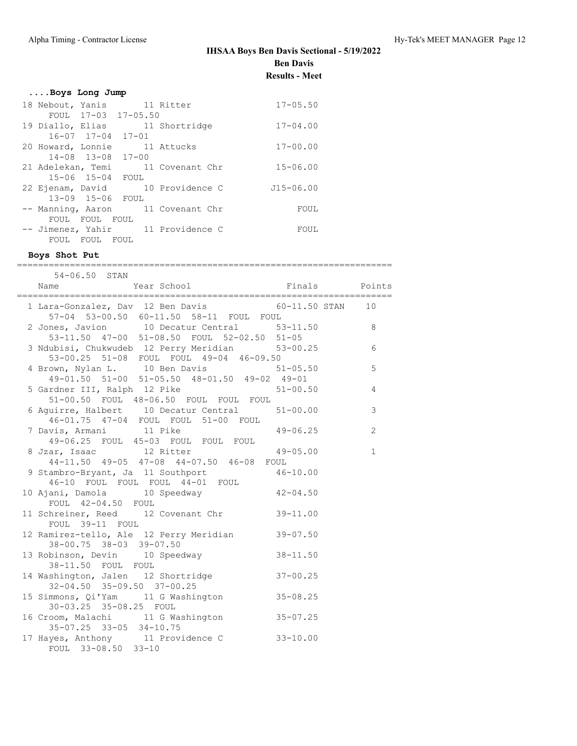# IHSAA Boys Ben Davis Sectional - 5/19/2022

## Ben Davis

### Results - Meet

### ....Boys Long Jump

| Place | Name | Year | School | Finals |
|---|---|---|---|---|
| 18 | Nebout, Yanis | 11 | Ritter | 17-05.50 |
| | FOUL 17-03 17-05.50 | | | |
| 19 | Diallo, Elias | 11 | Shortridge | 17-04.00 |
| | 16-07 17-04 17-01 | | | |
| 20 | Howard, Lonnie | 11 | Attucks | 17-00.00 |
| | 14-08 13-08 17-00 | | | |
| 21 | Adelekan, Temi | 11 | Covenant Chr | 15-06.00 |
| | 15-06 15-04 FOUL | | | |
| 22 | Ejenam, David | 10 | Providence C | J15-06.00 |
| | 13-09 15-06 FOUL | | | |
| -- | Manning, Aaron | 11 | Covenant Chr | FOUL |
| | FOUL FOUL FOUL | | | |
| -- | Jimenez, Yahir | 11 | Providence C | FOUL |
| | FOUL FOUL FOUL | | | |

### Boys Shot Put

54-06.50 STAN

| Place | Name | Year | School | Finals | Points |
|---|---|---|---|---|---|
| 1 | Lara-Gonzalez, Dav | 12 | Ben Davis | 60-11.50 STAN | 10 |
| | 57-04 53-00.50 60-11.50 58-11 FOUL FOUL | | | | |
| 2 | Jones, Javion | 10 | Decatur Central | 53-11.50 | 8 |
| | 53-11.50 47-00 51-08.50 FOUL 52-02.50 51-05 | | | | |
| 3 | Ndubisi, Chukwudeb | 12 | Perry Meridian | 53-00.25 | 6 |
| | 53-00.25 51-08 FOUL FOUL 49-04 46-09.50 | | | | |
| 4 | Brown, Nylan L. | 10 | Ben Davis | 51-05.50 | 5 |
| | 49-01.50 51-00 51-05.50 48-01.50 49-02 49-01 | | | | |
| 5 | Gardner III, Ralph | 12 | Pike | 51-00.50 | 4 |
| | 51-00.50 FOUL 48-06.50 FOUL FOUL FOUL | | | | |
| 6 | Aguirre, Halbert | 10 | Decatur Central | 51-00.00 | 3 |
| | 46-01.75 47-04 FOUL FOUL 51-00 FOUL | | | | |
| 7 | Davis, Armani | 11 | Pike | 49-06.25 | 2 |
| | 49-06.25 FOUL 45-03 FOUL FOUL FOUL | | | | |
| 8 | Jzar, Isaac | 12 | Ritter | 49-05.00 | 1 |
| | 44-11.50 49-05 47-08 44-07.50 46-08 FOUL | | | | |
| 9 | Stambro-Bryant, Ja | 11 | Southport | 46-10.00 | |
| | 46-10 FOUL FOUL FOUL 44-01 FOUL | | | | |
| 10 | Ajani, Damola | 10 | Speedway | 42-04.50 | |
| | FOUL 42-04.50 FOUL | | | | |
| 11 | Schreiner, Reed | 12 | Covenant Chr | 39-11.00 | |
| | FOUL 39-11 FOUL | | | | |
| 12 | Ramirez-tello, Ale | 12 | Perry Meridian | 39-07.50 | |
| | 38-00.75 38-03 39-07.50 | | | | |
| 13 | Robinson, Devin | 10 | Speedway | 38-11.50 | |
| | 38-11.50 FOUL FOUL | | | | |
| 14 | Washington, Jalen | 12 | Shortridge | 37-00.25 | |
| | 32-04.50 35-09.50 37-00.25 | | | | |
| 15 | Simmons, Qi'Yam | 11 | G Washington | 35-08.25 | |
| | 30-03.25 35-08.25 FOUL | | | | |
| 16 | Croom, Malachi | 11 | G Washington | 35-07.25 | |
| | 35-07.25 33-05 34-10.75 | | | | |
| 17 | Hayes, Anthony | 11 | Providence C | 33-10.00 | |
| | FOUL 33-08.50 33-10 | | | | |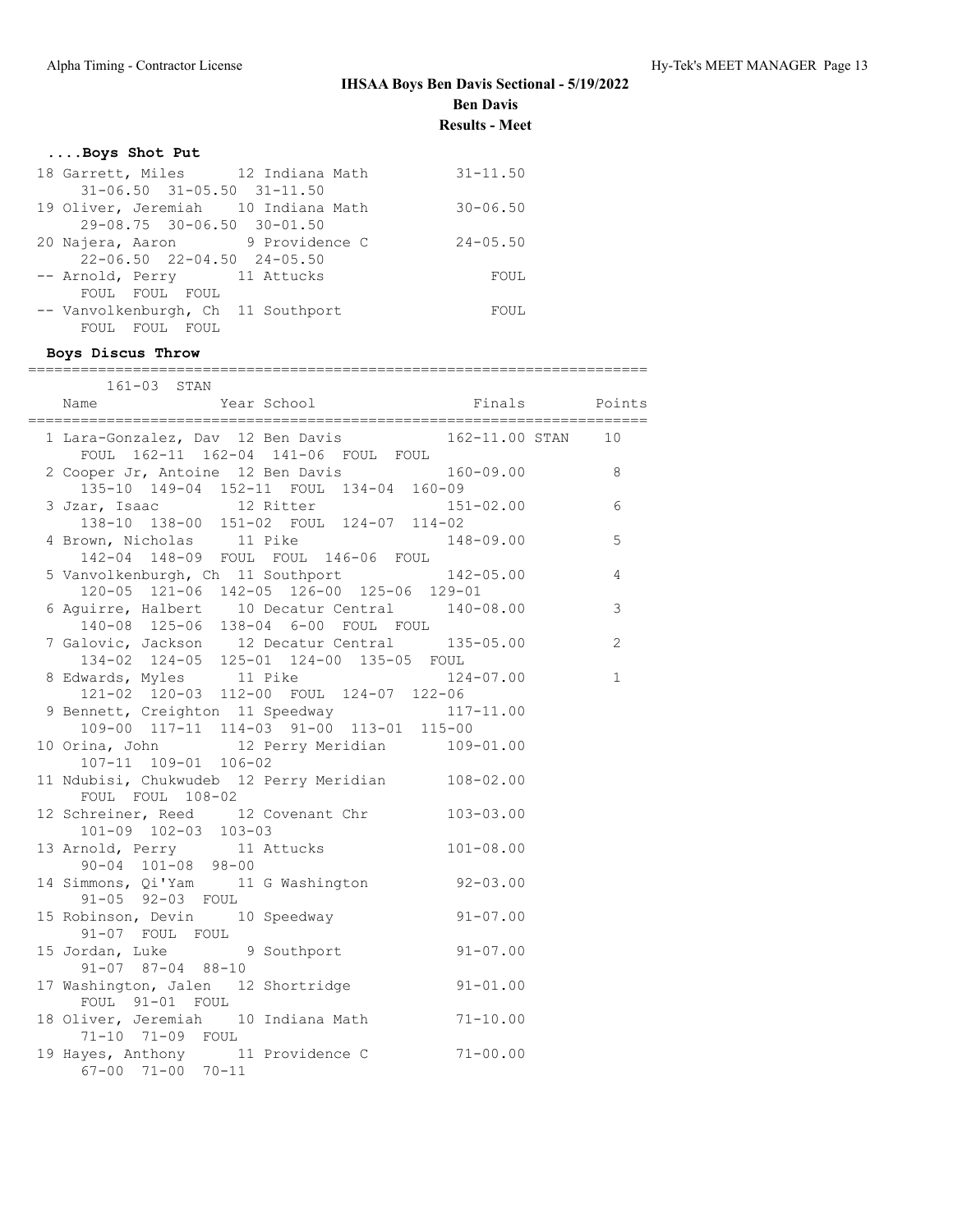# IHSAA Boys Ben Davis Sectional - 5/19/2022

**Ben Davis**

**Results - Meet**

### ....Boys Shot Put

```
 18 Garrett, Miles      12 Indiana Math          31-11.50
      31-06.50  31-05.50  31-11.50
 19 Oliver, Jeremiah    10 Indiana Math          30-06.50
      29-08.75  30-06.50  30-01.50
 20 Najera, Aaron        9 Providence C          24-05.50
      22-06.50  22-04.50  24-05.50
 -- Arnold, Perry       11 Attucks                   FOUL
      FOUL  FOUL  FOUL
 -- Vanvolkenburgh, Ch  11 Southport                 FOUL
      FOUL  FOUL  FOUL
```

### Boys Discus Throw

```
=======================================================================
        161-03  STAN
    Name              Year School                Finals         Points
=======================================================================
  1 Lara-Gonzalez, Dav  12 Ben Davis          162-11.00 STAN    10
      FOUL  162-11  162-04  141-06  FOUL  FOUL
  2 Cooper Jr, Antoine  12 Ben Davis             160-09.00         8
      135-10  149-04  152-11  FOUL  134-04  160-09
  3 Jzar, Isaac         12 Ritter                151-02.00         6
      138-10  138-00  151-02  FOUL  124-07  114-02
  4 Brown, Nicholas     11 Pike                  148-09.00         5
      142-04  148-09  FOUL  FOUL  146-06  FOUL
  5 Vanvolkenburgh, Ch  11 Southport             142-05.00         4
      120-05  121-06  142-05  126-00  125-06  129-01
  6 Aguirre, Halbert    10 Decatur Central       140-08.00         3
      140-08  125-06  138-04  6-00  FOUL  FOUL
  7 Galovic, Jackson    12 Decatur Central       135-05.00         2
      134-02  124-05  125-01  124-00  135-05  FOUL
  8 Edwards, Myles      11 Pike                  124-07.00         1
      121-02  120-03  112-00  FOUL  124-07  122-06
  9 Bennett, Creighton  11 Speedway              117-11.00
      109-00  117-11  114-03  91-00  113-01  115-00
 10 Orina, John         12 Perry Meridian        109-01.00
      107-11  109-01  106-02
 11 Ndubisi, Chukwudeb  12 Perry Meridian        108-02.00
      FOUL  FOUL  108-02
 12 Schreiner, Reed     12 Covenant Chr          103-03.00
      101-09  102-03  103-03
 13 Arnold, Perry       11 Attucks               101-08.00
      90-04  101-08  98-00
 14 Simmons, Qi'Yam     11 G Washington           92-03.00
      91-05  92-03  FOUL
 15 Robinson, Devin     10 Speedway               91-07.00
      91-07  FOUL  FOUL
 15 Jordan, Luke         9 Southport              91-07.00
      91-07  87-04  88-10
 17 Washington, Jalen   12 Shortridge             91-01.00
      FOUL  91-01  FOUL
 18 Oliver, Jeremiah    10 Indiana Math           71-10.00
      71-10  71-09  FOUL
 19 Hayes, Anthony      11 Providence C           71-00.00
      67-00  71-00  70-11
```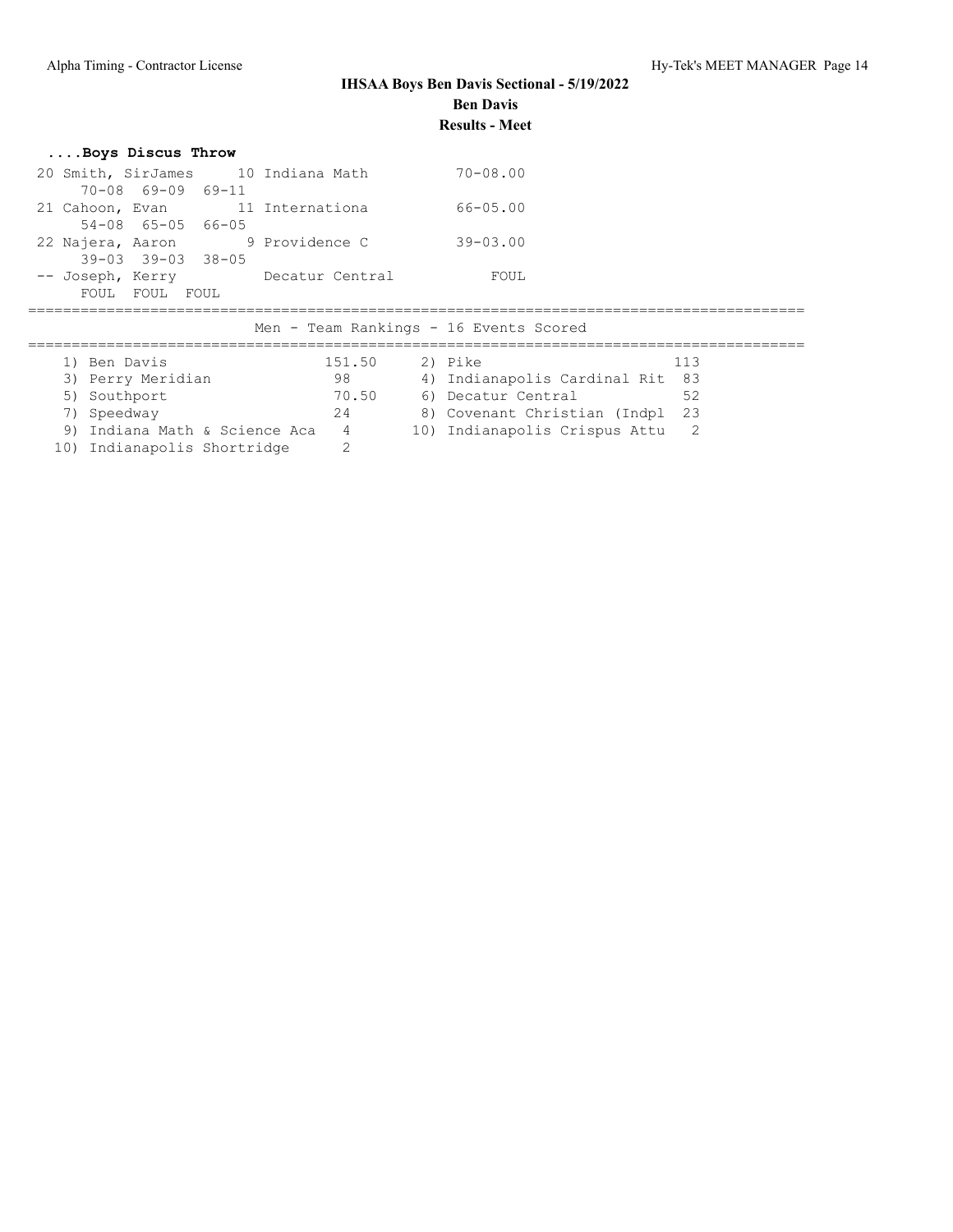### ....Boys Discus Throw

| | | | | |
|---|---|---|---|---|
| 20 | Smith, SirJames | 10 | Indiana Math | 70-08.00 |
| | 70-08 69-09 69-11 | | | |
| 21 | Cahoon, Evan | 11 | Internationa | 66-05.00 |
| | 54-08 65-05 66-05 | | | |
| 22 | Najera, Aaron | 9 | Providence C | 39-03.00 |
| | 39-03 39-03 38-05 | | | |
| -- | Joseph, Kerry | | Decatur Central | FOUL |
| | FOUL FOUL FOUL | | | |

### Men - Team Rankings - 16 Events Scored

| | | | |
|---|---|---|---|
| 1) Ben Davis | 151.50 | 2) Pike | 113 |
| 3) Perry Meridian | 98 | 4) Indianapolis Cardinal Rit | 83 |
| 5) Southport | 70.50 | 6) Decatur Central | 52 |
| 7) Speedway | 24 | 8) Covenant Christian (Indpl | 23 |
| 9) Indiana Math & Science Aca | 4 | 10) Indianapolis Crispus Attu | 2 |
| 10) Indianapolis Shortridge | 2 | | |